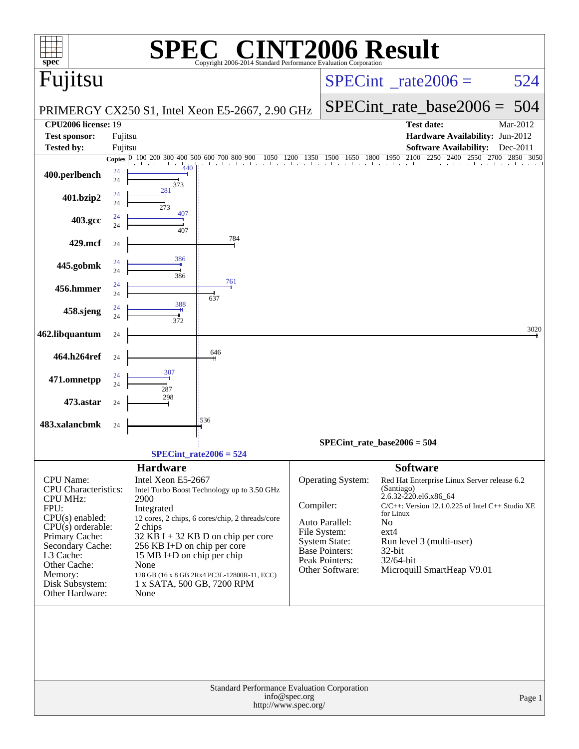# SPEC CINT2006 Result

Copyright 2006-2014 Standard Performance Evaluation Corporation

## Fujitsu

PRIMERGY CX250 S1, Intel Xeon E5-2667, 2.90 GHz

SPECint_rate2006 = 524

SPECint_rate_base2006 = 504

| | | | |
|---|---|---|---|
| **CPU2006 license:** | 19 | **Test date:** | Mar-2012 |
| **Test sponsor:** | Fujitsu | **Hardware Availability:** | Jun-2012 |
| **Tested by:** | Fujitsu | **Software Availability:** | Dec-2011 |

| Benchmark | Copies (peak) | Peak | Copies (base) | Base |
|---|---|---|---|---|
| 400.perlbench | 24 | 440 | 24 | 373 |
| 401.bzip2 | 24 | 281 | 24 | 273 |
| 403.gcc | 24 | 407 | 24 | 407 |
| 429.mcf | | | 24 | 784 |
| 445.gobmk | 24 | 386 | 24 | 386 |
| 456.hmmer | 24 | 761 | 24 | 637 |
| 458.sjeng | 24 | 388 | 24 | 372 |
| 462.libquantum | | | 24 | 3020 |
| 464.h264ref | | | 24 | 646 |
| 471.omnetpp | 24 | 307 | 24 | 287 |
| 473.astar | | | 24 | 298 |
| 483.xalancbmk | | | 24 | 536 |

SPECint_rate_base2006 = 504

SPECint_rate2006 = 524

### Hardware

| | |
|---|---|
| CPU Name: | Intel Xeon E5-2667 |
| CPU Characteristics: | Intel Turbo Boost Technology up to 3.50 GHz |
| CPU MHz: | 2900 |
| FPU: | Integrated |
| CPU(s) enabled: | 12 cores, 2 chips, 6 cores/chip, 2 threads/core |
| CPU(s) orderable: | 2 chips |
| Primary Cache: | 32 KB I + 32 KB D on chip per core |
| Secondary Cache: | 256 KB I+D on chip per core |
| L3 Cache: | 15 MB I+D on chip per chip |
| Other Cache: | None |
| Memory: | 128 GB (16 x 8 GB 2Rx4 PC3L-12800R-11, ECC) |
| Disk Subsystem: | 1 x SATA, 500 GB, 7200 RPM |
| Other Hardware: | None |

### Software

| | |
|---|---|
| Operating System: | Red Hat Enterprise Linux Server release 6.2 (Santiago) 2.6.32-220.el6.x86_64 |
| Compiler: | C/C++: Version 12.1.0.225 of Intel C++ Studio XE for Linux |
| Auto Parallel: | No |
| File System: | ext4 |
| System State: | Run level 3 (multi-user) |
| Base Pointers: | 32-bit |
| Peak Pointers: | 32/64-bit |
| Other Software: | Microquill SmartHeap V9.01 |

Standard Performance Evaluation Corporation
info@spec.org
http://www.spec.org/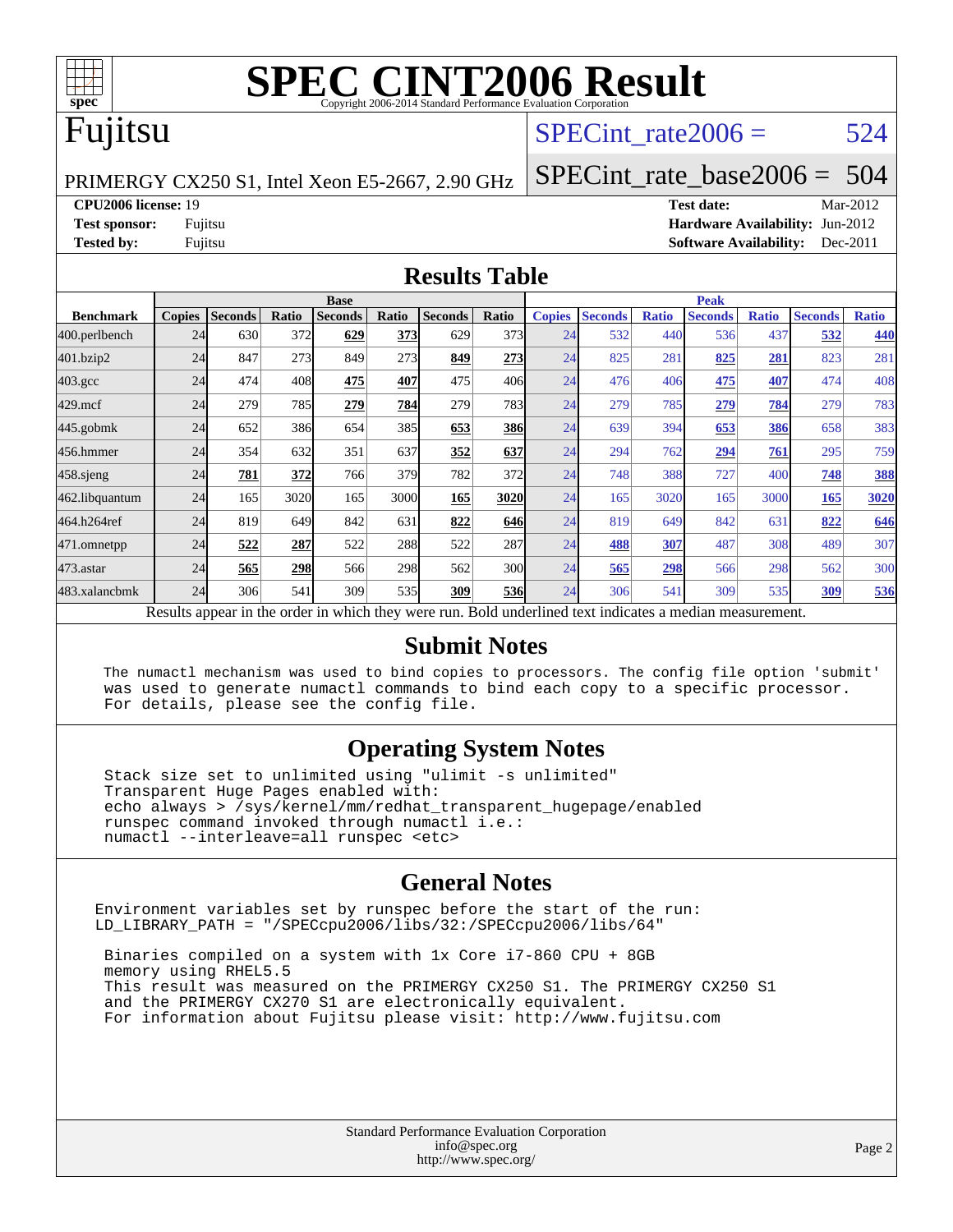# SPEC CINT2006 Result

Copyright 2006-2014 Standard Performance Evaluation Corporation

# Fujitsu

PRIMERGY CX250 S1, Intel Xeon E5-2667, 2.90 GHz

SPECint_rate2006 = 524

SPECint_rate_base2006 = 504

**CPU2006 license:** 19
**Test sponsor:** Fujitsu
**Tested by:** Fujitsu

**Test date:** Mar-2012
**Hardware Availability:** Jun-2012
**Software Availability:** Dec-2011

## Results Table

| | Base | | | | | | | Peak | | | | | | |
|---|---|---|---|---|---|---|---|---|---|---|---|---|---|---|
| **Benchmark** | **Copies** | **Seconds** | **Ratio** | **Seconds** | **Ratio** | **Seconds** | **Ratio** | **Copies** | **Seconds** | **Ratio** | **Seconds** | **Ratio** | **Seconds** | **Ratio** |
| 400.perlbench | 24 | 630 | 372 | **629** | **373** | 629 | 373 | 24 | 532 | 440 | 536 | 437 | **532** | **440** |
| 401.bzip2 | 24 | 847 | 273 | 849 | 273 | **849** | **273** | 24 | 825 | 281 | **825** | **281** | 823 | 281 |
| 403.gcc | 24 | 474 | 408 | **475** | **407** | 475 | 406 | 24 | 476 | 406 | **475** | **407** | 474 | 408 |
| 429.mcf | 24 | 279 | 785 | **279** | **784** | 279 | 783 | 24 | 279 | 785 | **279** | **784** | 279 | 783 |
| 445.gobmk | 24 | 652 | 386 | 654 | 385 | **653** | **386** | 24 | 639 | 394 | **653** | **386** | 658 | 383 |
| 456.hmmer | 24 | 354 | 632 | 351 | 637 | **352** | **637** | 24 | 294 | 762 | **294** | **761** | 295 | 759 |
| 458.sjeng | 24 | **781** | **372** | 766 | 379 | 782 | 372 | 24 | 748 | 388 | 727 | 400 | **748** | **388** |
| 462.libquantum | 24 | 165 | 3020 | 165 | 3000 | **165** | **3020** | 24 | 165 | 3020 | 165 | 3000 | **165** | **3020** |
| 464.h264ref | 24 | 819 | 649 | 842 | 631 | **822** | **646** | 24 | 819 | 649 | 842 | 631 | **822** | **646** |
| 471.omnetpp | 24 | **522** | **287** | 522 | 288 | 522 | 287 | 24 | **488** | **307** | 487 | 308 | 489 | 307 |
| 473.astar | 24 | **565** | **298** | 566 | 298 | 562 | 300 | 24 | **565** | **298** | 566 | 298 | 562 | 300 |
| 483.xalancbmk | 24 | 306 | 541 | 309 | 535 | **309** | **536** | 24 | 306 | 541 | 309 | 535 | **309** | **536** |

Results appear in the order in which they were run. Bold underlined text indicates a median measurement.

## Submit Notes

```
The numactl mechanism was used to bind copies to processors. The config file option 'submit'
was used to generate numactl commands to bind each copy to a specific processor.
For details, please see the config file.
```

## Operating System Notes

```
Stack size set to unlimited using "ulimit -s unlimited"
Transparent Huge Pages enabled with:
echo always > /sys/kernel/mm/redhat_transparent_hugepage/enabled
runspec command invoked through numactl i.e.:
numactl --interleave=all runspec <etc>
```

## General Notes

```
Environment variables set by runspec before the start of the run:
LD_LIBRARY_PATH = "/SPECcpu2006/libs/32:/SPECcpu2006/libs/64"

 Binaries compiled on a system with 1x Core i7-860 CPU + 8GB
 memory using RHEL5.5
 This result was measured on the PRIMERGY CX250 S1. The PRIMERGY CX250 S1
 and the PRIMERGY CX270 S1 are electronically equivalent.
 For information about Fujitsu please visit: http://www.fujitsu.com
```

Standard Performance Evaluation Corporation
info@spec.org
http://www.spec.org/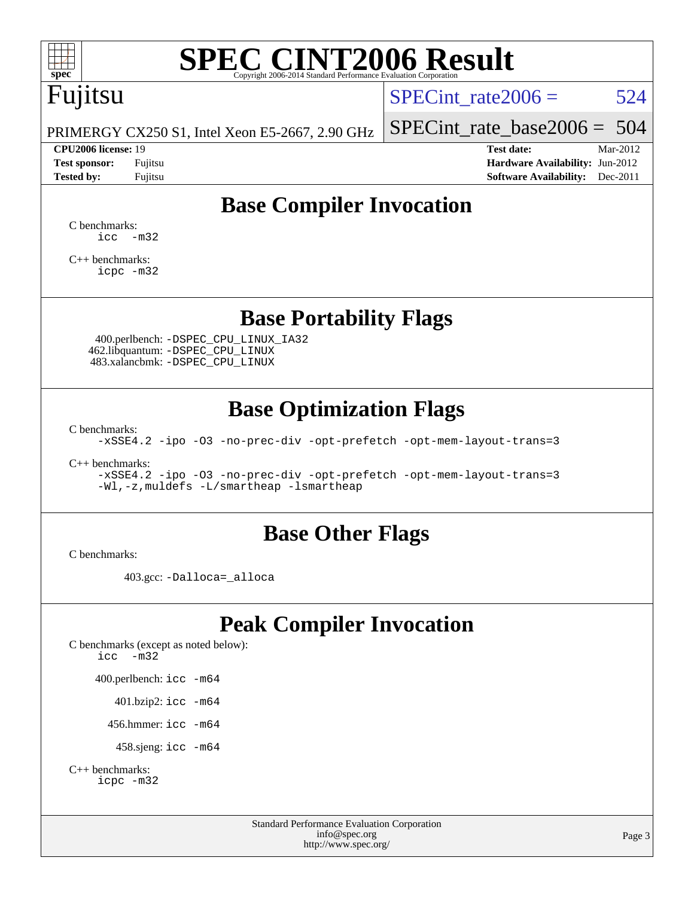# SPEC CINT2006 Result

Fujitsu

PRIMERGY CX250 S1, Intel Xeon E5-2667, 2.90 GHz

SPECint_rate2006 = 524

SPECint_rate_base2006 = 504

**CPU2006 license:** 19
**Test sponsor:** Fujitsu
**Tested by:** Fujitsu

**Test date:** Mar-2012
**Hardware Availability:** Jun-2012
**Software Availability:** Dec-2011

## Base Compiler Invocation

C benchmarks:
```
icc -m32
```

C++ benchmarks:
```
icpc -m32
```

## Base Portability Flags

400.perlbench: `-DSPEC_CPU_LINUX_IA32`
462.libquantum: `-DSPEC_CPU_LINUX`
483.xalancbmk: `-DSPEC_CPU_LINUX`

## Base Optimization Flags

C benchmarks:
```
-xSSE4.2 -ipo -O3 -no-prec-div -opt-prefetch -opt-mem-layout-trans=3
```

C++ benchmarks:
```
-xSSE4.2 -ipo -O3 -no-prec-div -opt-prefetch -opt-mem-layout-trans=3
-Wl,-z,muldefs -L/smartheap -lsmartheap
```

## Base Other Flags

C benchmarks:

403.gcc: `-Dalloca=_alloca`

## Peak Compiler Invocation

C benchmarks (except as noted below):
```
icc -m32
```

400.perlbench: `icc -m64`

401.bzip2: `icc -m64`

456.hmmer: `icc -m64`

458.sjeng: `icc -m64`

C++ benchmarks:
```
icpc -m32
```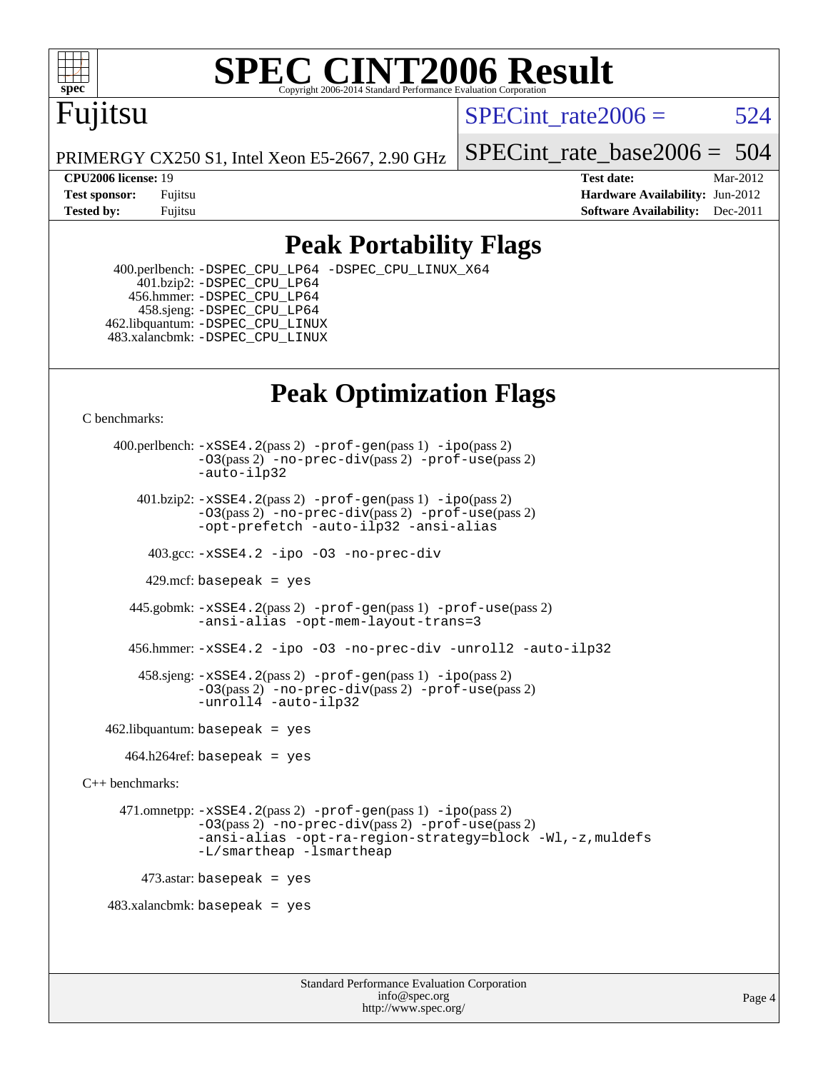# SPEC CINT2006 Result

Copyright 2006-2014 Standard Performance Evaluation Corporation

**Fujitsu**

PRIMERGY CX250 S1, Intel Xeon E5-2667, 2.90 GHz

SPECint_rate2006 = 524

SPECint_rate_base2006 = 504

**CPU2006 license:** 19
**Test sponsor:** Fujitsu
**Tested by:** Fujitsu

**Test date:** Mar-2012
**Hardware Availability:** Jun-2012
**Software Availability:** Dec-2011

## Peak Portability Flags

400.perlbench: -DSPEC_CPU_LP64 -DSPEC_CPU_LINUX_X64
401.bzip2: -DSPEC_CPU_LP64
456.hmmer: -DSPEC_CPU_LP64
458.sjeng: -DSPEC_CPU_LP64
462.libquantum: -DSPEC_CPU_LINUX
483.xalancbmk: -DSPEC_CPU_LINUX

## Peak Optimization Flags

C benchmarks:

400.perlbench: -xSSE4.2(pass 2) -prof-gen(pass 1) -ipo(pass 2) -O3(pass 2) -no-prec-div(pass 2) -prof-use(pass 2) -auto-ilp32

401.bzip2: -xSSE4.2(pass 2) -prof-gen(pass 1) -ipo(pass 2) -O3(pass 2) -no-prec-div(pass 2) -prof-use(pass 2) -opt-prefetch -auto-ilp32 -ansi-alias

403.gcc: -xSSE4.2 -ipo -O3 -no-prec-div

429.mcf: basepeak = yes

445.gobmk: -xSSE4.2(pass 2) -prof-gen(pass 1) -prof-use(pass 2) -ansi-alias -opt-mem-layout-trans=3

456.hmmer: -xSSE4.2 -ipo -O3 -no-prec-div -unroll2 -auto-ilp32

458.sjeng: -xSSE4.2(pass 2) -prof-gen(pass 1) -ipo(pass 2) -O3(pass 2) -no-prec-div(pass 2) -prof-use(pass 2) -unroll4 -auto-ilp32

462.libquantum: basepeak = yes

464.h264ref: basepeak = yes

C++ benchmarks:

471.omnetpp: -xSSE4.2(pass 2) -prof-gen(pass 1) -ipo(pass 2) -O3(pass 2) -no-prec-div(pass 2) -prof-use(pass 2) -ansi-alias -opt-ra-region-strategy=block -Wl,-z,muldefs -L/smartheap -lsmartheap

473.astar: basepeak = yes

483.xalancbmk: basepeak = yes

Standard Performance Evaluation Corporation
info@spec.org
http://www.spec.org/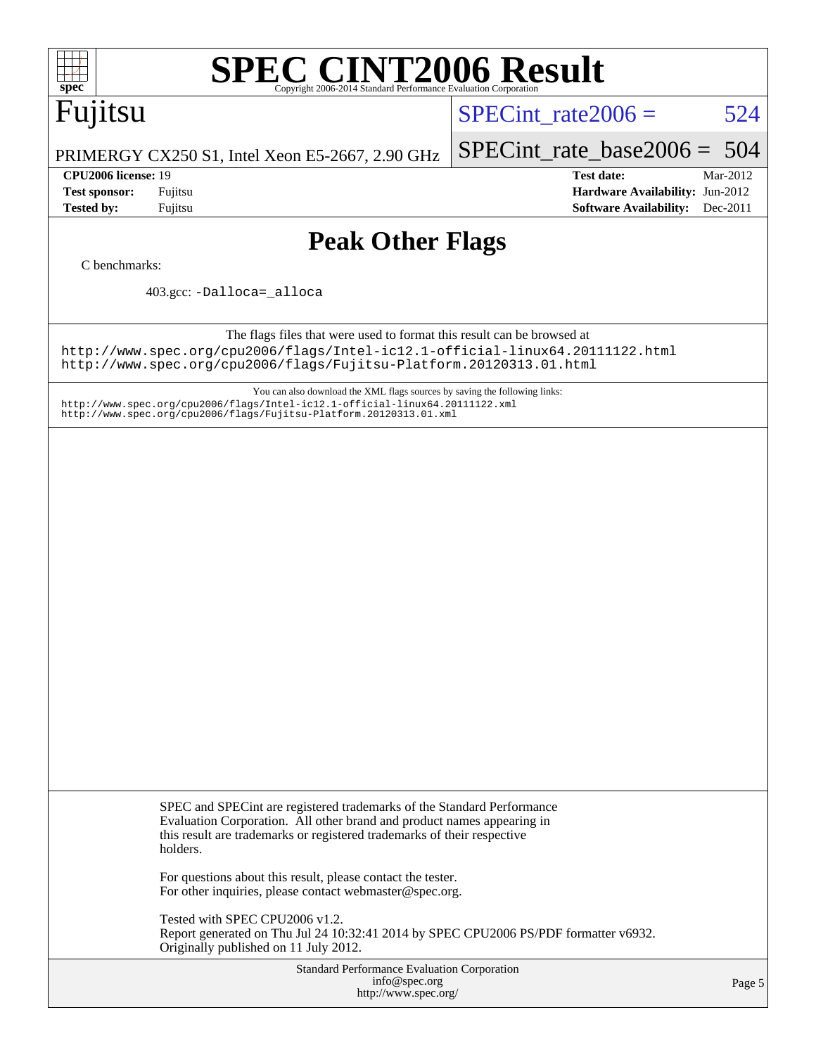## Peak Other Flags

C benchmarks:

403.gcc: -Dalloca=_alloca

The flags files that were used to format this result can be browsed at
http://www.spec.org/cpu2006/flags/Intel-ic12.1-official-linux64.20111122.html
http://www.spec.org/cpu2006/flags/Fujitsu-Platform.20120313.01.html

You can also download the XML flags sources by saving the following links:
http://www.spec.org/cpu2006/flags/Intel-ic12.1-official-linux64.20111122.xml
http://www.spec.org/cpu2006/flags/Fujitsu-Platform.20120313.01.xml

SPEC and SPECint are registered trademarks of the Standard Performance Evaluation Corporation. All other brand and product names appearing in this result are trademarks or registered trademarks of their respective holders.

For questions about this result, please contact the tester.
For other inquiries, please contact webmaster@spec.org.

Tested with SPEC CPU2006 v1.2.
Report generated on Thu Jul 24 10:32:41 2014 by SPEC CPU2006 PS/PDF formatter v6932.
Originally published on 11 July 2012.